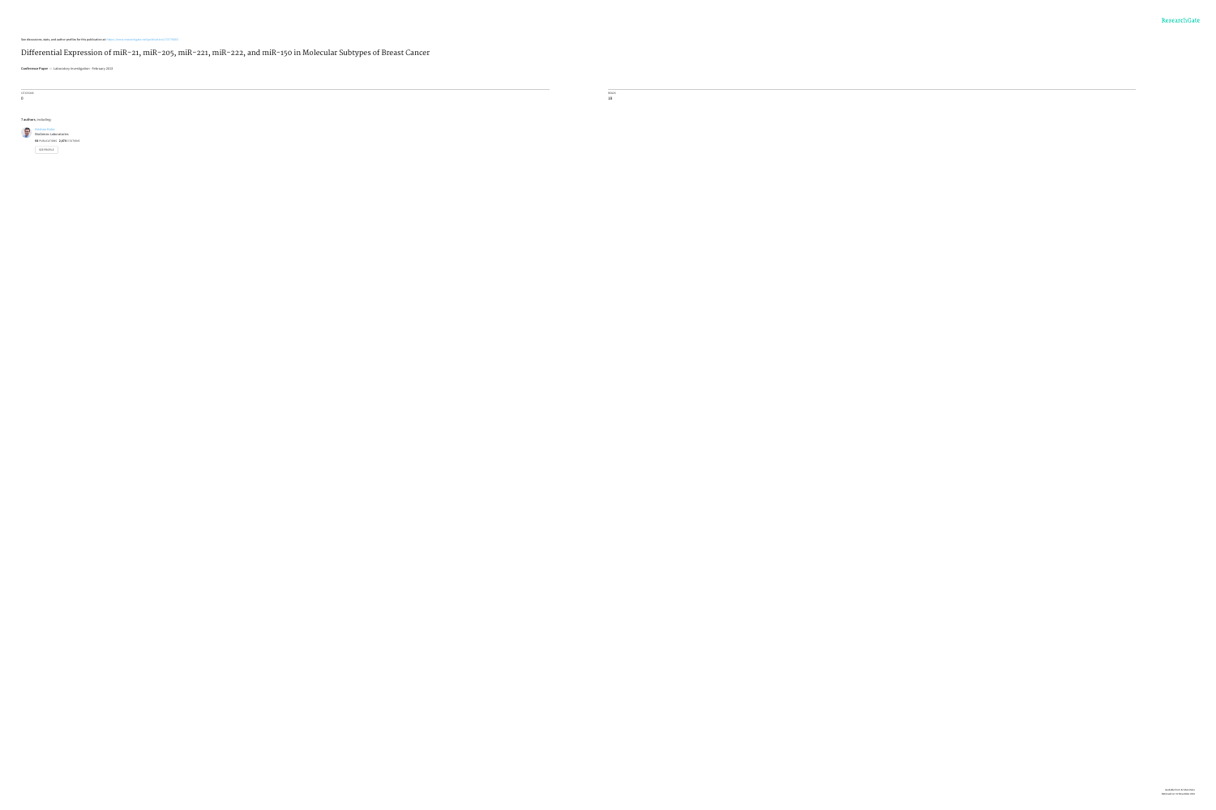See discussions, stats, and author profiles for this publication at: https://www.researchgate.net/publication/272779081

# Differential Expression of miR-21, miR-205, miR-221, miR-222, and miR-150 in Molecular Subtypes of Breast Cancer

**Conference Paper** · Laboratory Investigation · February 2012

CITATIONS
0

READS
18

**7 authors**, including:

Rohshad Bulas
BioGenex Laboratories
48 PUBLICATIONS 2,676 CITATIONS

SEE PROFILE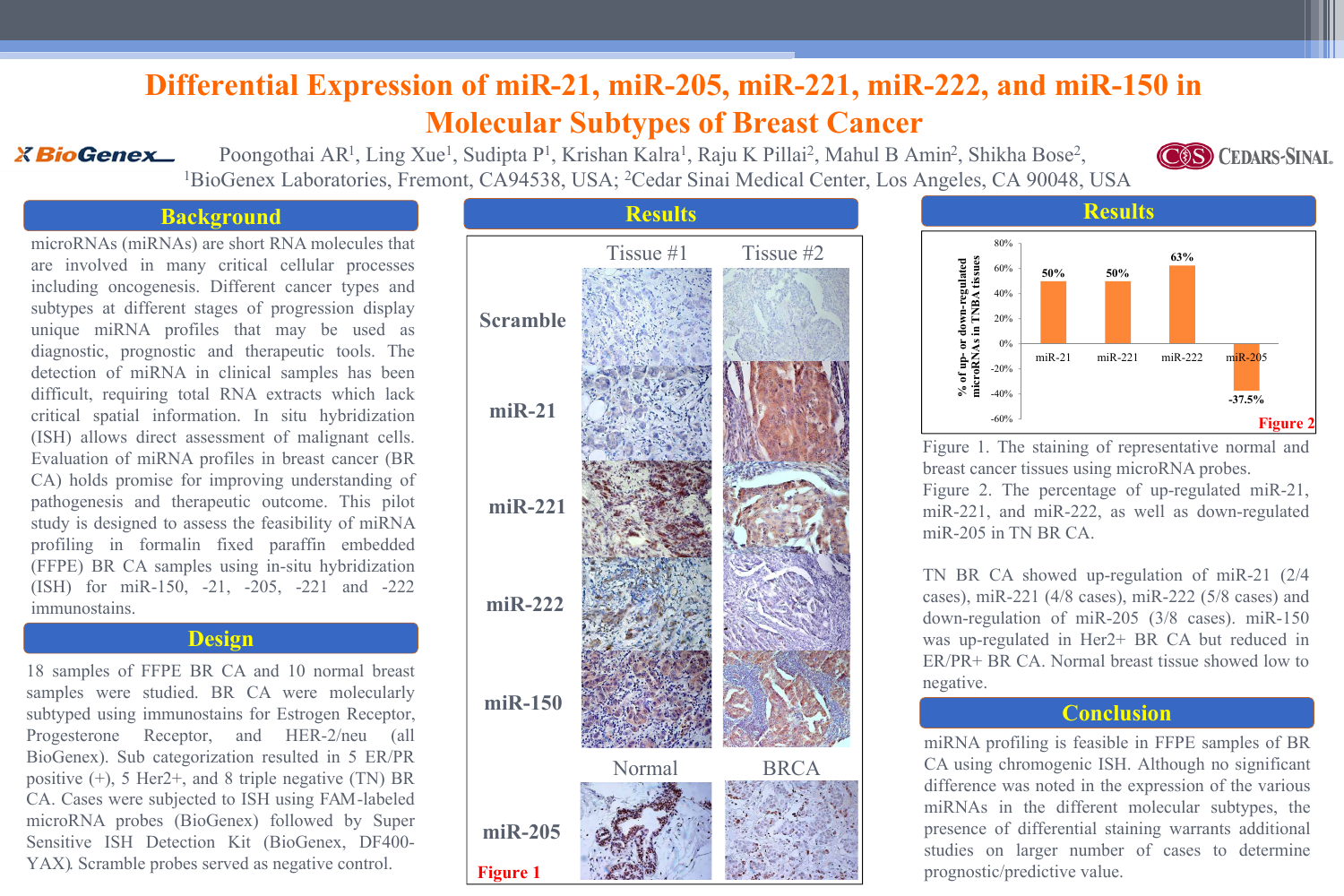# Differential Expression of miR-21, miR-205, miR-221, miR-222, and miR-150 in Molecular Subtypes of Breast Cancer

BioGenex

Poongothai AR[1], Ling Xue[1], Sudipta P[1], Krishan Kalra[1], Raju K Pillai[2], Mahul B Amin[2], Shikha Bose[2],

[1]BioGenex Laboratories, Fremont, CA94538, USA; [2]Cedar Sinai Medical Center, Los Angeles, CA 90048, USA

CEDARS-SINAI

## Background

microRNAs (miRNAs) are short RNA molecules that are involved in many critical cellular processes including oncogenesis. Different cancer types and subtypes at different stages of progression display unique miRNA profiles that may be used as diagnostic, prognostic and therapeutic tools. The detection of miRNA in clinical samples has been difficult, requiring total RNA extracts which lack critical spatial information. In situ hybridization (ISH) allows direct assessment of malignant cells. Evaluation of miRNA profiles in breast cancer (BR CA) holds promise for improving understanding of pathogenesis and therapeutic outcome. This pilot study is designed to assess the feasibility of miRNA profiling in formalin fixed paraffin embedded (FFPE) BR CA samples using in-situ hybridization (ISH) for miR-150, -21, -205, -221 and -222 immunostains.

## Design

18 samples of FFPE BR CA and 10 normal breast samples were studied. BR CA were molecularly subtyped using immunostains for Estrogen Receptor, Progesterone Receptor, and HER-2/neu (all BioGenex). Sub categorization resulted in 5 ER/PR positive (+), 5 Her2+, and 8 triple negative (TN) BR CA. Cases were subjected to ISH using FAM-labeled microRNA probes (BioGenex) followed by Super Sensitive ISH Detection Kit (BioGenex, DF400-YAX). Scramble probes served as negative control.

## Results

Tissue #1

Tissue #2

Scramble

miR-21

miR-221

miR-222

miR-150

Normal

BRCA

miR-205

Figure 1

## Results

% of up- or down-regulated microRNAs in TNBA tissues

80%

60%

40%

20%

0%

-20%

-40%

-60%

50%

50%

63%

-37.5%

miR-21

miR-221

miR-222

miR-205

Figure 2

Figure 1. The staining of representative normal and breast cancer tissues using microRNA probes.

Figure 2. The percentage of up-regulated miR-21, miR-221, and miR-222, as well as down-regulated miR-205 in TN BR CA.

TN BR CA showed up-regulation of miR-21 (2/4 cases), miR-221 (4/8 cases), miR-222 (5/8 cases) and down-regulation of miR-205 (3/8 cases). miR-150 was up-regulated in Her2+ BR CA but reduced in ER/PR+ BR CA. Normal breast tissue showed low to negative.

## Conclusion

miRNA profiling is feasible in FFPE samples of BR CA using chromogenic ISH. Although no significant difference was noted in the expression of the various miRNAs in the different molecular subtypes, the presence of differential staining warrants additional studies on larger number of cases to determine prognostic/predictive value.